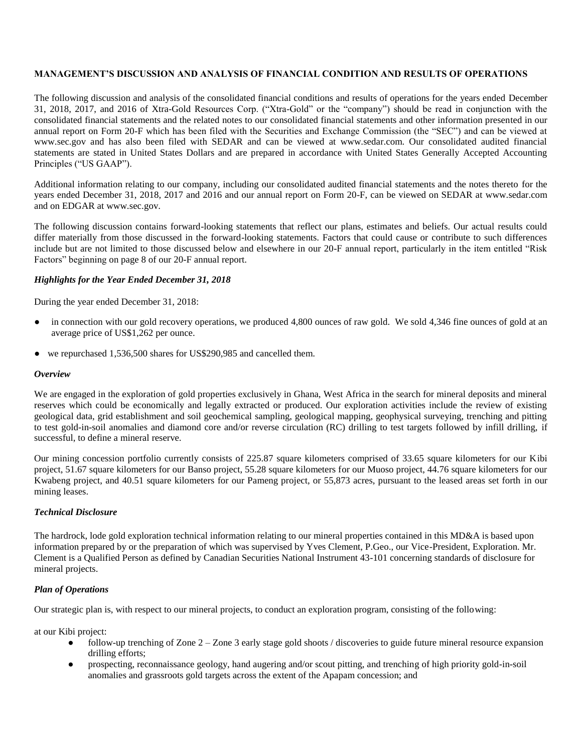## MANAGEMENT'S DISCUSSION AND ANALYSIS OF FINANCIAL CONDITION AND RESULTS OF OPERATIONS

The following discussion and analysis of the consolidated financial conditions and results of operations for the years ended December 31, 2018, 2017, and 2016 of Xtra-Gold Resources Corp. ("Xtra-Gold" or the "company") should be read in conjunction with the consolidated financial statements and the related notes to our consolidated financial statements and other information presented in our annual report on Form 20-F which has been filed with the Securities and Exchange Commission (the "SEC") and can be viewed at www.sec.gov and has also been filed with SEDAR and can be viewed at www.sedar.com. Our consolidated audited financial statements are stated in United States Dollars and are prepared in accordance with United States Generally Accepted Accounting Principles ("US GAAP").

Additional information relating to our company, including our consolidated audited financial statements and the notes thereto for the years ended December 31, 2018, 2017 and 2016 and our annual report on Form 20-F, can be viewed on SEDAR at www.sedar.com and on EDGAR at www.sec.gov.

The following discussion contains forward-looking statements that reflect our plans, estimates and beliefs. Our actual results could differ materially from those discussed in the forward-looking statements. Factors that could cause or contribute to such differences include but are not limited to those discussed below and elsewhere in our 20-F annual report, particularly in the item entitled "Risk Factors" beginning on page 8 of our 20-F annual report.

### *Highlights for the Year Ended December 31, 2018*

During the year ended December 31, 2018:

- in connection with our gold recovery operations, we produced 4,800 ounces of raw gold. We sold 4,346 fine ounces of gold at an average price of US$1,262 per ounce.
- we repurchased 1,536,500 shares for US$290,985 and cancelled them.

### *Overview*

We are engaged in the exploration of gold properties exclusively in Ghana, West Africa in the search for mineral deposits and mineral reserves which could be economically and legally extracted or produced. Our exploration activities include the review of existing geological data, grid establishment and soil geochemical sampling, geological mapping, geophysical surveying, trenching and pitting to test gold-in-soil anomalies and diamond core and/or reverse circulation (RC) drilling to test targets followed by infill drilling, if successful, to define a mineral reserve.

Our mining concession portfolio currently consists of 225.87 square kilometers comprised of 33.65 square kilometers for our Kibi project, 51.67 square kilometers for our Banso project, 55.28 square kilometers for our Muoso project, 44.76 square kilometers for our Kwabeng project, and 40.51 square kilometers for our Pameng project, or 55,873 acres, pursuant to the leased areas set forth in our mining leases.

### *Technical Disclosure*

The hardrock, lode gold exploration technical information relating to our mineral properties contained in this MD&A is based upon information prepared by or the preparation of which was supervised by Yves Clement, P.Geo., our Vice-President, Exploration. Mr. Clement is a Qualified Person as defined by Canadian Securities National Instrument 43-101 concerning standards of disclosure for mineral projects.

### *Plan of Operations*

Our strategic plan is, with respect to our mineral projects, to conduct an exploration program, consisting of the following:

at our Kibi project:

- follow-up trenching of Zone 2 – Zone 3 early stage gold shoots / discoveries to guide future mineral resource expansion drilling efforts;
- prospecting, reconnaissance geology, hand augering and/or scout pitting, and trenching of high priority gold-in-soil anomalies and grassroots gold targets across the extent of the Apapam concession; and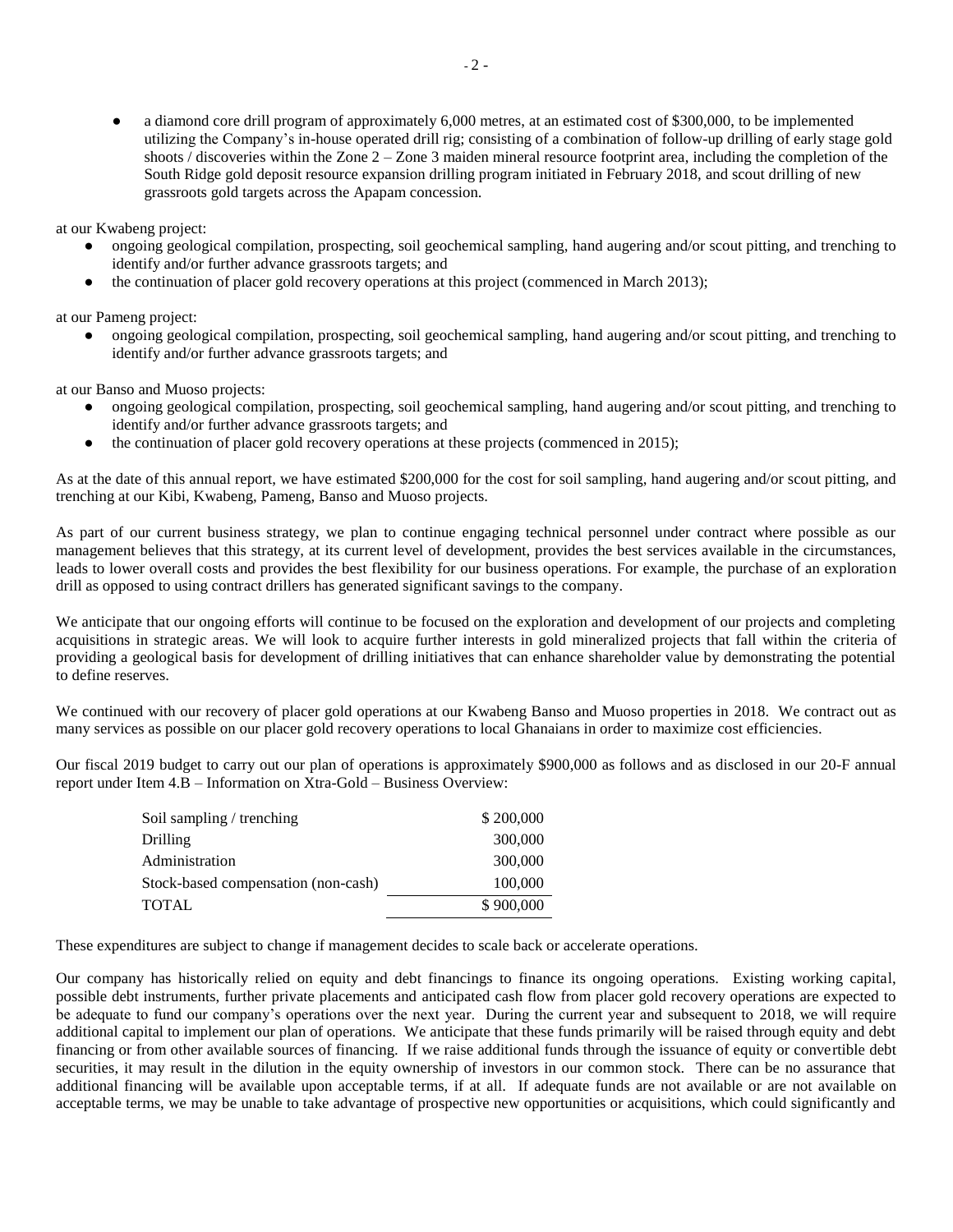- a diamond core drill program of approximately 6,000 metres, at an estimated cost of $300,000, to be implemented utilizing the Company's in-house operated drill rig; consisting of a combination of follow-up drilling of early stage gold shoots / discoveries within the Zone 2 – Zone 3 maiden mineral resource footprint area, including the completion of the South Ridge gold deposit resource expansion drilling program initiated in February 2018, and scout drilling of new grassroots gold targets across the Apapam concession.

at our Kwabeng project:

- ongoing geological compilation, prospecting, soil geochemical sampling, hand augering and/or scout pitting, and trenching to identify and/or further advance grassroots targets; and
- the continuation of placer gold recovery operations at this project (commenced in March 2013);

at our Pameng project:

- ongoing geological compilation, prospecting, soil geochemical sampling, hand augering and/or scout pitting, and trenching to identify and/or further advance grassroots targets; and

at our Banso and Muoso projects:

- ongoing geological compilation, prospecting, soil geochemical sampling, hand augering and/or scout pitting, and trenching to identify and/or further advance grassroots targets; and
- the continuation of placer gold recovery operations at these projects (commenced in 2015);

As at the date of this annual report, we have estimated $200,000 for the cost for soil sampling, hand augering and/or scout pitting, and trenching at our Kibi, Kwabeng, Pameng, Banso and Muoso projects.

As part of our current business strategy, we plan to continue engaging technical personnel under contract where possible as our management believes that this strategy, at its current level of development, provides the best services available in the circumstances, leads to lower overall costs and provides the best flexibility for our business operations. For example, the purchase of an exploration drill as opposed to using contract drillers has generated significant savings to the company.

We anticipate that our ongoing efforts will continue to be focused on the exploration and development of our projects and completing acquisitions in strategic areas. We will look to acquire further interests in gold mineralized projects that fall within the criteria of providing a geological basis for development of drilling initiatives that can enhance shareholder value by demonstrating the potential to define reserves.

We continued with our recovery of placer gold operations at our Kwabeng Banso and Muoso properties in 2018. We contract out as many services as possible on our placer gold recovery operations to local Ghanaians in order to maximize cost efficiencies.

Our fiscal 2019 budget to carry out our plan of operations is approximately $900,000 as follows and as disclosed in our 20-F annual report under Item 4.B – Information on Xtra-Gold – Business Overview:

| | |
|---|---|
| Soil sampling / trenching | $ 200,000 |
| Drilling | 300,000 |
| Administration | 300,000 |
| Stock-based compensation (non-cash) | 100,000 |
| TOTAL | $ 900,000 |

These expenditures are subject to change if management decides to scale back or accelerate operations.

Our company has historically relied on equity and debt financings to finance its ongoing operations. Existing working capital, possible debt instruments, further private placements and anticipated cash flow from placer gold recovery operations are expected to be adequate to fund our company's operations over the next year. During the current year and subsequent to 2018, we will require additional capital to implement our plan of operations. We anticipate that these funds primarily will be raised through equity and debt financing or from other available sources of financing. If we raise additional funds through the issuance of equity or convertible debt securities, it may result in the dilution in the equity ownership of investors in our common stock. There can be no assurance that additional financing will be available upon acceptable terms, if at all. If adequate funds are not available or are not available on acceptable terms, we may be unable to take advantage of prospective new opportunities or acquisitions, which could significantly and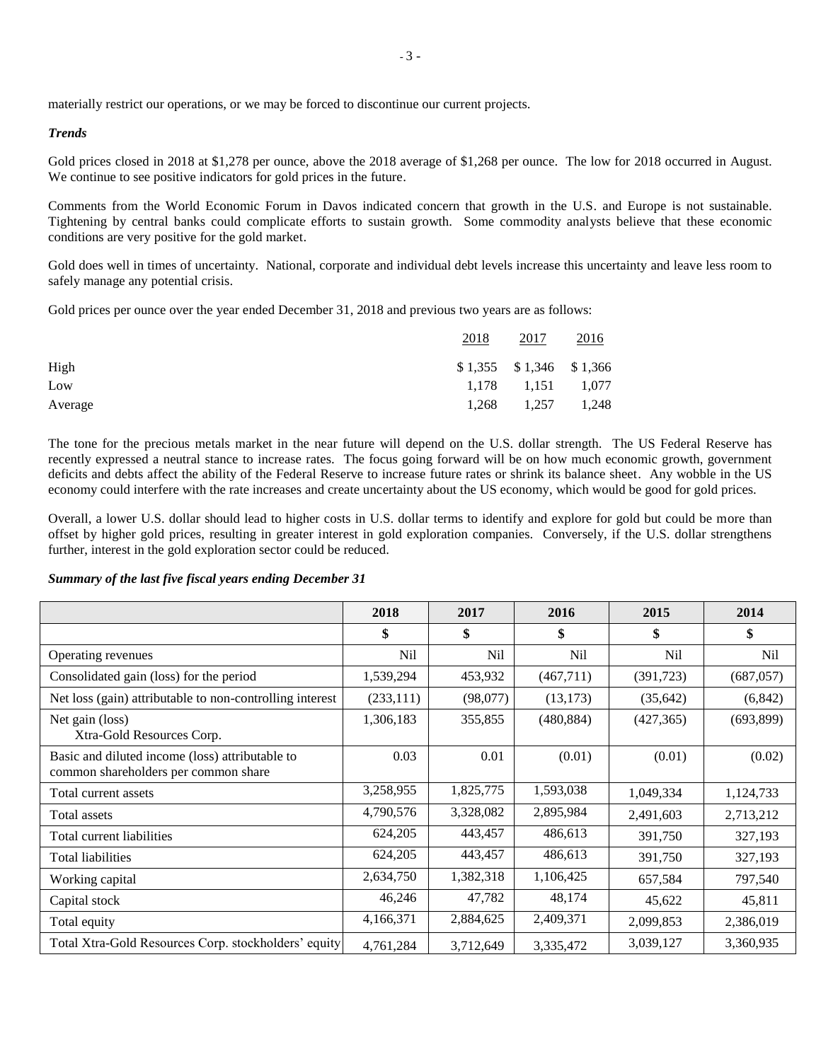materially restrict our operations, or we may be forced to discontinue our current projects.

***Trends***

Gold prices closed in 2018 at $1,278 per ounce, above the 2018 average of $1,268 per ounce. The low for 2018 occurred in August. We continue to see positive indicators for gold prices in the future.

Comments from the World Economic Forum in Davos indicated concern that growth in the U.S. and Europe is not sustainable. Tightening by central banks could complicate efforts to sustain growth. Some commodity analysts believe that these economic conditions are very positive for the gold market.

Gold does well in times of uncertainty. National, corporate and individual debt levels increase this uncertainty and leave less room to safely manage any potential crisis.

Gold prices per ounce over the year ended December 31, 2018 and previous two years are as follows:

| | 2018 | 2017 | 2016 |
|---|---|---|---|
| High | $ 1,355 | $ 1,346 | $ 1,366 |
| Low | 1,178 | 1,151 | 1,077 |
| Average | 1,268 | 1,257 | 1,248 |

The tone for the precious metals market in the near future will depend on the U.S. dollar strength. The US Federal Reserve has recently expressed a neutral stance to increase rates. The focus going forward will be on how much economic growth, government deficits and debts affect the ability of the Federal Reserve to increase future rates or shrink its balance sheet. Any wobble in the US economy could interfere with the rate increases and create uncertainty about the US economy, which would be good for gold prices.

Overall, a lower U.S. dollar should lead to higher costs in U.S. dollar terms to identify and explore for gold but could be more than offset by higher gold prices, resulting in greater interest in gold exploration companies. Conversely, if the U.S. dollar strengthens further, interest in the gold exploration sector could be reduced.

***Summary of the last five fiscal years ending December 31***

| | 2018 | 2017 | 2016 | 2015 | 2014 |
|---|---|---|---|---|---|
| | $ | $ | $ | $ | $ |
| Operating revenues | Nil | Nil | Nil | Nil | Nil |
| Consolidated gain (loss) for the period | 1,539,294 | 453,932 | (467,711) | (391,723) | (687,057) |
| Net loss (gain) attributable to non-controlling interest | (233,111) | (98,077) | (13,173) | (35,642) | (6,842) |
| Net gain (loss) Xtra-Gold Resources Corp. | 1,306,183 | 355,855 | (480,884) | (427,365) | (693,899) |
| Basic and diluted income (loss) attributable to common shareholders per common share | 0.03 | 0.01 | (0.01) | (0.01) | (0.02) |
| Total current assets | 3,258,955 | 1,825,775 | 1,593,038 | 1,049,334 | 1,124,733 |
| Total assets | 4,790,576 | 3,328,082 | 2,895,984 | 2,491,603 | 2,713,212 |
| Total current liabilities | 624,205 | 443,457 | 486,613 | 391,750 | 327,193 |
| Total liabilities | 624,205 | 443,457 | 486,613 | 391,750 | 327,193 |
| Working capital | 2,634,750 | 1,382,318 | 1,106,425 | 657,584 | 797,540 |
| Capital stock | 46,246 | 47,782 | 48,174 | 45,622 | 45,811 |
| Total equity | 4,166,371 | 2,884,625 | 2,409,371 | 2,099,853 | 2,386,019 |
| Total Xtra-Gold Resources Corp. stockholders' equity | 4,761,284 | 3,712,649 | 3,335,472 | 3,039,127 | 3,360,935 |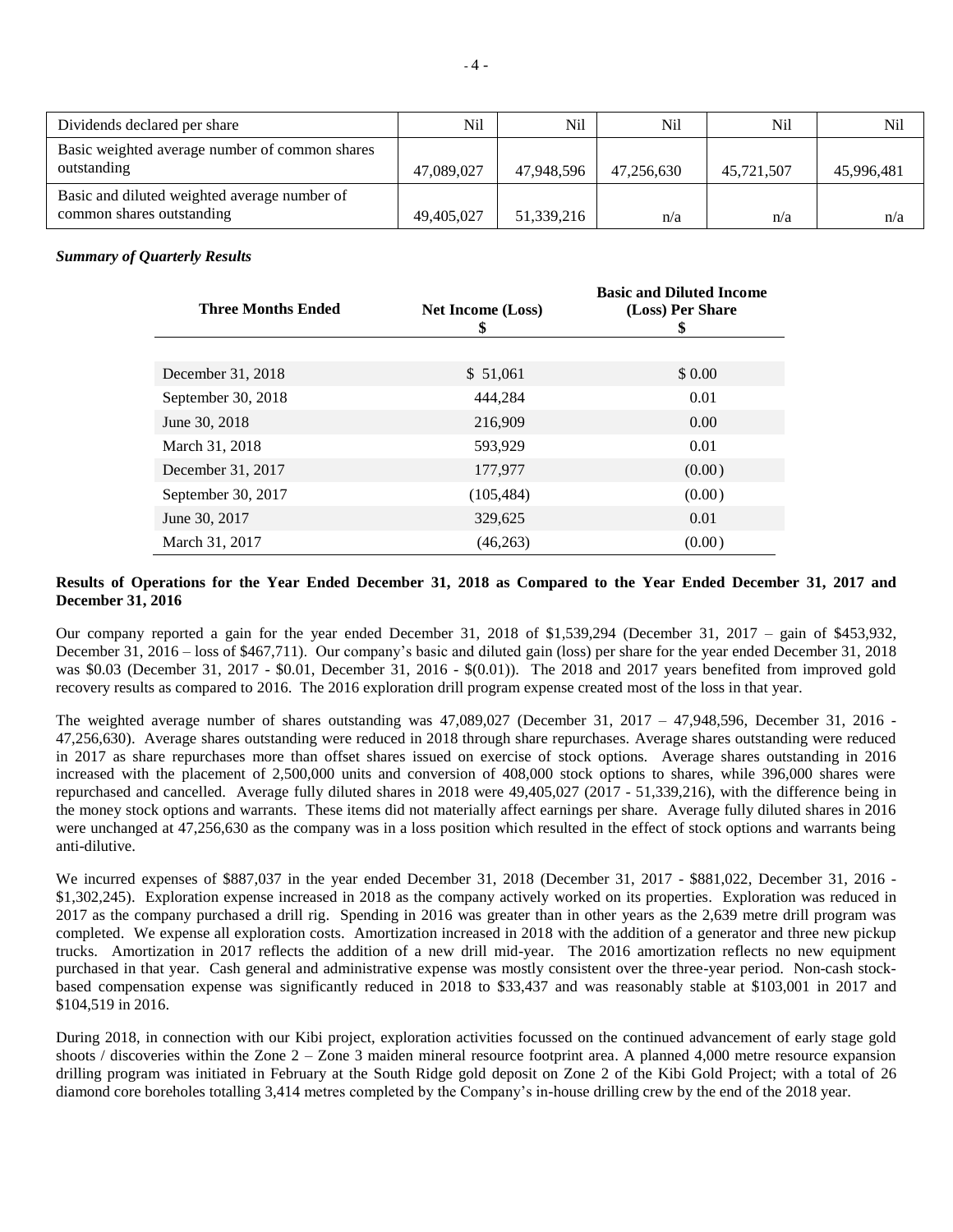| Dividends declared per share | Nil | Nil | Nil | Nil | Nil |
|---|---|---|---|---|---|
| Basic weighted average number of common shares outstanding | 47,089,027 | 47,948,596 | 47,256,630 | 45,721,507 | 45,996,481 |
| Basic and diluted weighted average number of common shares outstanding | 49,405,027 | 51,339,216 | n/a | n/a | n/a |

***Summary of Quarterly Results***

| Three Months Ended | Net Income (Loss) $ | Basic and Diluted Income (Loss) Per Share $ |
|---|---|---|
| December 31, 2018 | $ 51,061 | $ 0.00 |
| September 30, 2018 | 444,284 | 0.01 |
| June 30, 2018 | 216,909 | 0.00 |
| March 31, 2018 | 593,929 | 0.01 |
| December 31, 2017 | 177,977 | (0.00) |
| September 30, 2017 | (105,484) | (0.00) |
| June 30, 2017 | 329,625 | 0.01 |
| March 31, 2017 | (46,263) | (0.00) |

**Results of Operations for the Year Ended December 31, 2018 as Compared to the Year Ended December 31, 2017 and December 31, 2016**

Our company reported a gain for the year ended December 31, 2018 of $1,539,294 (December 31, 2017 – gain of $453,932, December 31, 2016 – loss of $467,711). Our company's basic and diluted gain (loss) per share for the year ended December 31, 2018 was $0.03 (December 31, 2017 - $0.01, December 31, 2016 - $(0.01)). The 2018 and 2017 years benefited from improved gold recovery results as compared to 2016. The 2016 exploration drill program expense created most of the loss in that year.

The weighted average number of shares outstanding was 47,089,027 (December 31, 2017 – 47,948,596, December 31, 2016 - 47,256,630). Average shares outstanding were reduced in 2018 through share repurchases. Average shares outstanding were reduced in 2017 as share repurchases more than offset shares issued on exercise of stock options. Average shares outstanding in 2016 increased with the placement of 2,500,000 units and conversion of 408,000 stock options to shares, while 396,000 shares were repurchased and cancelled. Average fully diluted shares in 2018 were 49,405,027 (2017 - 51,339,216), with the difference being in the money stock options and warrants. These items did not materially affect earnings per share. Average fully diluted shares in 2016 were unchanged at 47,256,630 as the company was in a loss position which resulted in the effect of stock options and warrants being anti-dilutive.

We incurred expenses of $887,037 in the year ended December 31, 2018 (December 31, 2017 - $881,022, December 31, 2016 - $1,302,245). Exploration expense increased in 2018 as the company actively worked on its properties. Exploration was reduced in 2017 as the company purchased a drill rig. Spending in 2016 was greater than in other years as the 2,639 metre drill program was completed. We expense all exploration costs. Amortization increased in 2018 with the addition of a generator and three new pickup trucks. Amortization in 2017 reflects the addition of a new drill mid-year. The 2016 amortization reflects no new equipment purchased in that year. Cash general and administrative expense was mostly consistent over the three-year period. Non-cash stock-based compensation expense was significantly reduced in 2018 to $33,437 and was reasonably stable at $103,001 in 2017 and $104,519 in 2016.

During 2018, in connection with our Kibi project, exploration activities focussed on the continued advancement of early stage gold shoots / discoveries within the Zone 2 – Zone 3 maiden mineral resource footprint area. A planned 4,000 metre resource expansion drilling program was initiated in February at the South Ridge gold deposit on Zone 2 of the Kibi Gold Project; with a total of 26 diamond core boreholes totalling 3,414 metres completed by the Company's in-house drilling crew by the end of the 2018 year.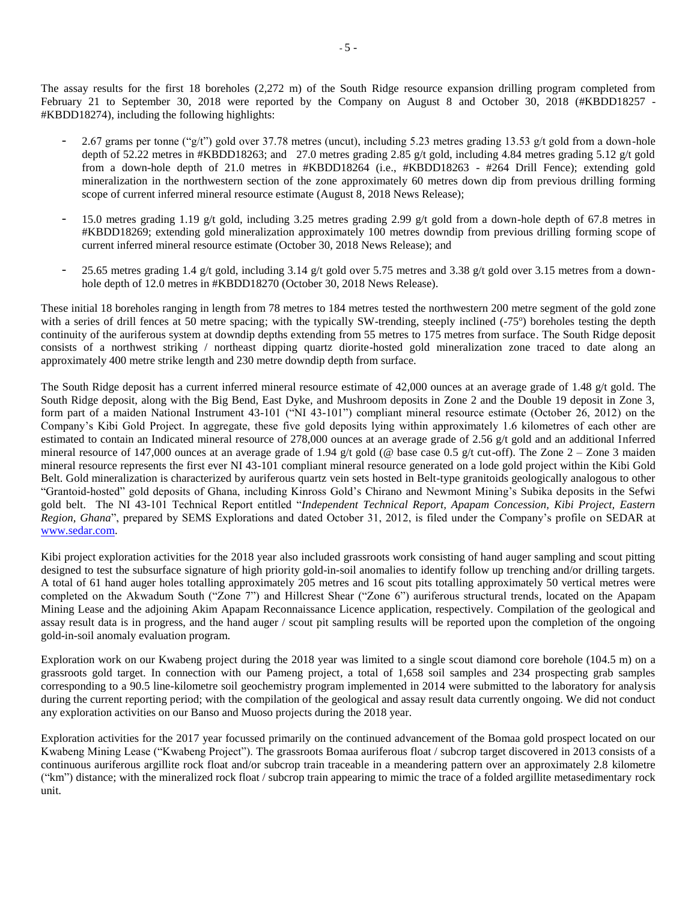The assay results for the first 18 boreholes (2,272 m) of the South Ridge resource expansion drilling program completed from February 21 to September 30, 2018 were reported by the Company on August 8 and October 30, 2018 (#KBDD18257 - #KBDD18274), including the following highlights:

- 2.67 grams per tonne ("g/t") gold over 37.78 metres (uncut), including 5.23 metres grading 13.53 g/t gold from a down-hole depth of 52.22 metres in #KBDD18263; and 27.0 metres grading 2.85 g/t gold, including 4.84 metres grading 5.12 g/t gold from a down-hole depth of 21.0 metres in #KBDD18264 (i.e., #KBDD18263 - #264 Drill Fence); extending gold mineralization in the northwestern section of the zone approximately 60 metres down dip from previous drilling forming scope of current inferred mineral resource estimate (August 8, 2018 News Release);
- 15.0 metres grading 1.19 g/t gold, including 3.25 metres grading 2.99 g/t gold from a down-hole depth of 67.8 metres in #KBDD18269; extending gold mineralization approximately 100 metres downdip from previous drilling forming scope of current inferred mineral resource estimate (October 30, 2018 News Release); and
- 25.65 metres grading 1.4 g/t gold, including 3.14 g/t gold over 5.75 metres and 3.38 g/t gold over 3.15 metres from a down-hole depth of 12.0 metres in #KBDD18270 (October 30, 2018 News Release).

These initial 18 boreholes ranging in length from 78 metres to 184 metres tested the northwestern 200 metre segment of the gold zone with a series of drill fences at 50 metre spacing; with the typically SW-trending, steeply inclined (-75º) boreholes testing the depth continuity of the auriferous system at downdip depths extending from 55 metres to 175 metres from surface. The South Ridge deposit consists of a northwest striking / northeast dipping quartz diorite-hosted gold mineralization zone traced to date along an approximately 400 metre strike length and 230 metre downdip depth from surface.

The South Ridge deposit has a current inferred mineral resource estimate of 42,000 ounces at an average grade of 1.48 g/t gold. The South Ridge deposit, along with the Big Bend, East Dyke, and Mushroom deposits in Zone 2 and the Double 19 deposit in Zone 3, form part of a maiden National Instrument 43-101 ("NI 43-101") compliant mineral resource estimate (October 26, 2012) on the Company's Kibi Gold Project. In aggregate, these five gold deposits lying within approximately 1.6 kilometres of each other are estimated to contain an Indicated mineral resource of 278,000 ounces at an average grade of 2.56 g/t gold and an additional Inferred mineral resource of 147,000 ounces at an average grade of 1.94 g/t gold (@ base case 0.5 g/t cut-off). The Zone 2 – Zone 3 maiden mineral resource represents the first ever NI 43-101 compliant mineral resource generated on a lode gold project within the Kibi Gold Belt. Gold mineralization is characterized by auriferous quartz vein sets hosted in Belt-type granitoids geologically analogous to other "Grantoid-hosted" gold deposits of Ghana, including Kinross Gold's Chirano and Newmont Mining's Subika deposits in the Sefwi gold belt. The NI 43-101 Technical Report entitled "*Independent Technical Report, Apapam Concession, Kibi Project, Eastern Region, Ghana*", prepared by SEMS Explorations and dated October 31, 2012, is filed under the Company's profile on SEDAR at www.sedar.com.

Kibi project exploration activities for the 2018 year also included grassroots work consisting of hand auger sampling and scout pitting designed to test the subsurface signature of high priority gold-in-soil anomalies to identify follow up trenching and/or drilling targets. A total of 61 hand auger holes totalling approximately 205 metres and 16 scout pits totalling approximately 50 vertical metres were completed on the Akwadum South ("Zone 7") and Hillcrest Shear ("Zone 6") auriferous structural trends, located on the Apapam Mining Lease and the adjoining Akim Apapam Reconnaissance Licence application, respectively. Compilation of the geological and assay result data is in progress, and the hand auger / scout pit sampling results will be reported upon the completion of the ongoing gold-in-soil anomaly evaluation program.

Exploration work on our Kwabeng project during the 2018 year was limited to a single scout diamond core borehole (104.5 m) on a grassroots gold target. In connection with our Pameng project, a total of 1,658 soil samples and 234 prospecting grab samples corresponding to a 90.5 line-kilometre soil geochemistry program implemented in 2014 were submitted to the laboratory for analysis during the current reporting period; with the compilation of the geological and assay result data currently ongoing. We did not conduct any exploration activities on our Banso and Muoso projects during the 2018 year.

Exploration activities for the 2017 year focussed primarily on the continued advancement of the Bomaa gold prospect located on our Kwabeng Mining Lease ("Kwabeng Project"). The grassroots Bomaa auriferous float / subcrop target discovered in 2013 consists of a continuous auriferous argillite rock float and/or subcrop train traceable in a meandering pattern over an approximately 2.8 kilometre ("km") distance; with the mineralized rock float / subcrop train appearing to mimic the trace of a folded argillite metasedimentary rock unit.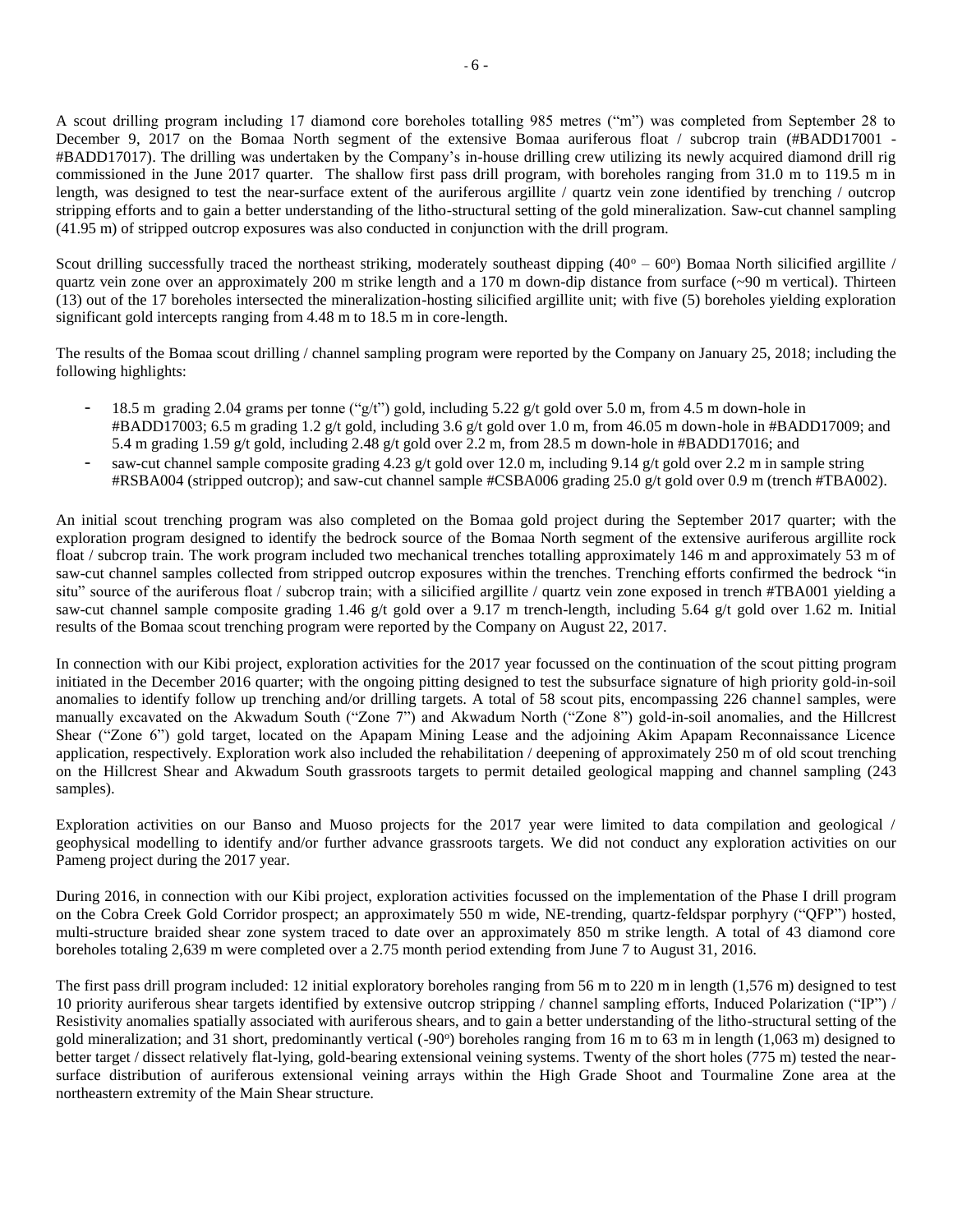A scout drilling program including 17 diamond core boreholes totalling 985 metres ("m") was completed from September 28 to December 9, 2017 on the Bomaa North segment of the extensive Bomaa auriferous float / subcrop train (#BADD17001 - #BADD17017). The drilling was undertaken by the Company's in-house drilling crew utilizing its newly acquired diamond drill rig commissioned in the June 2017 quarter. The shallow first pass drill program, with boreholes ranging from 31.0 m to 119.5 m in length, was designed to test the near-surface extent of the auriferous argillite / quartz vein zone identified by trenching / outcrop stripping efforts and to gain a better understanding of the litho-structural setting of the gold mineralization. Saw-cut channel sampling (41.95 m) of stripped outcrop exposures was also conducted in conjunction with the drill program.

Scout drilling successfully traced the northeast striking, moderately southeast dipping ($40^{o} – 60^{o}$) Bomaa North silicified argillite / quartz vein zone over an approximately 200 m strike length and a 170 m down-dip distance from surface (~90 m vertical). Thirteen (13) out of the 17 boreholes intersected the mineralization-hosting silicified argillite unit; with five (5) boreholes yielding exploration significant gold intercepts ranging from 4.48 m to 18.5 m in core-length.

The results of the Bomaa scout drilling / channel sampling program were reported by the Company on January 25, 2018; including the following highlights:

- 18.5 m grading 2.04 grams per tonne ("g/t") gold, including 5.22 g/t gold over 5.0 m, from 4.5 m down-hole in #BADD17003; 6.5 m grading 1.2 g/t gold, including 3.6 g/t gold over 1.0 m, from 46.05 m down-hole in #BADD17009; and 5.4 m grading 1.59 g/t gold, including 2.48 g/t gold over 2.2 m, from 28.5 m down-hole in #BADD17016; and
- saw-cut channel sample composite grading 4.23 g/t gold over 12.0 m, including 9.14 g/t gold over 2.2 m in sample string #RSBA004 (stripped outcrop); and saw-cut channel sample #CSBA006 grading 25.0 g/t gold over 0.9 m (trench #TBA002).

An initial scout trenching program was also completed on the Bomaa gold project during the September 2017 quarter; with the exploration program designed to identify the bedrock source of the Bomaa North segment of the extensive auriferous argillite rock float / subcrop train. The work program included two mechanical trenches totalling approximately 146 m and approximately 53 m of saw-cut channel samples collected from stripped outcrop exposures within the trenches. Trenching efforts confirmed the bedrock "in situ" source of the auriferous float / subcrop train; with a silicified argillite / quartz vein zone exposed in trench #TBA001 yielding a saw-cut channel sample composite grading 1.46 g/t gold over a 9.17 m trench-length, including 5.64 g/t gold over 1.62 m. Initial results of the Bomaa scout trenching program were reported by the Company on August 22, 2017.

In connection with our Kibi project, exploration activities for the 2017 year focussed on the continuation of the scout pitting program initiated in the December 2016 quarter; with the ongoing pitting designed to test the subsurface signature of high priority gold-in-soil anomalies to identify follow up trenching and/or drilling targets. A total of 58 scout pits, encompassing 226 channel samples, were manually excavated on the Akwadum South ("Zone 7") and Akwadum North ("Zone 8") gold-in-soil anomalies, and the Hillcrest Shear ("Zone 6") gold target, located on the Apapam Mining Lease and the adjoining Akim Apapam Reconnaissance Licence application, respectively. Exploration work also included the rehabilitation / deepening of approximately 250 m of old scout trenching on the Hillcrest Shear and Akwadum South grassroots targets to permit detailed geological mapping and channel sampling (243 samples).

Exploration activities on our Banso and Muoso projects for the 2017 year were limited to data compilation and geological / geophysical modelling to identify and/or further advance grassroots targets. We did not conduct any exploration activities on our Pameng project during the 2017 year.

During 2016, in connection with our Kibi project, exploration activities focussed on the implementation of the Phase I drill program on the Cobra Creek Gold Corridor prospect; an approximately 550 m wide, NE-trending, quartz-feldspar porphyry ("QFP") hosted, multi-structure braided shear zone system traced to date over an approximately 850 m strike length. A total of 43 diamond core boreholes totaling 2,639 m were completed over a 2.75 month period extending from June 7 to August 31, 2016.

The first pass drill program included: 12 initial exploratory boreholes ranging from 56 m to 220 m in length (1,576 m) designed to test 10 priority auriferous shear targets identified by extensive outcrop stripping / channel sampling efforts, Induced Polarization ("IP") / Resistivity anomalies spatially associated with auriferous shears, and to gain a better understanding of the litho-structural setting of the gold mineralization; and 31 short, predominantly vertical ($-90^{o}$) boreholes ranging from 16 m to 63 m in length (1,063 m) designed to better target / dissect relatively flat-lying, gold-bearing extensional veining systems. Twenty of the short holes (775 m) tested the near-surface distribution of auriferous extensional veining arrays within the High Grade Shoot and Tourmaline Zone area at the northeastern extremity of the Main Shear structure.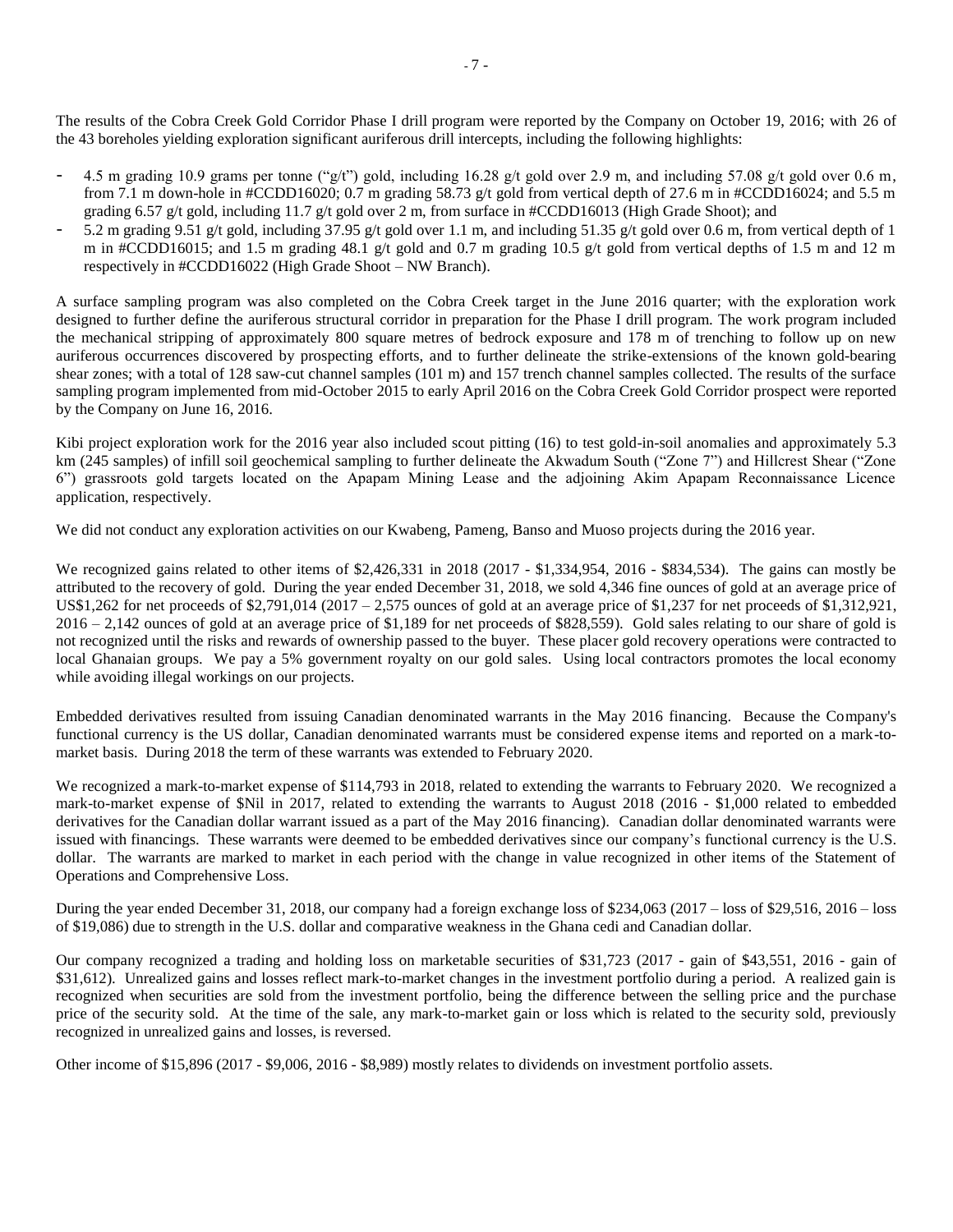The results of the Cobra Creek Gold Corridor Phase I drill program were reported by the Company on October 19, 2016; with 26 of the 43 boreholes yielding exploration significant auriferous drill intercepts, including the following highlights:

- 4.5 m grading 10.9 grams per tonne ("g/t") gold, including 16.28 g/t gold over 2.9 m, and including 57.08 g/t gold over 0.6 m, from 7.1 m down-hole in #CCDD16020; 0.7 m grading 58.73 g/t gold from vertical depth of 27.6 m in #CCDD16024; and 5.5 m grading 6.57 g/t gold, including 11.7 g/t gold over 2 m, from surface in #CCDD16013 (High Grade Shoot); and
- 5.2 m grading 9.51 g/t gold, including 37.95 g/t gold over 1.1 m, and including 51.35 g/t gold over 0.6 m, from vertical depth of 1 m in #CCDD16015; and 1.5 m grading 48.1 g/t gold and 0.7 m grading 10.5 g/t gold from vertical depths of 1.5 m and 12 m respectively in #CCDD16022 (High Grade Shoot – NW Branch).

A surface sampling program was also completed on the Cobra Creek target in the June 2016 quarter; with the exploration work designed to further define the auriferous structural corridor in preparation for the Phase I drill program. The work program included the mechanical stripping of approximately 800 square metres of bedrock exposure and 178 m of trenching to follow up on new auriferous occurrences discovered by prospecting efforts, and to further delineate the strike-extensions of the known gold-bearing shear zones; with a total of 128 saw-cut channel samples (101 m) and 157 trench channel samples collected. The results of the surface sampling program implemented from mid-October 2015 to early April 2016 on the Cobra Creek Gold Corridor prospect were reported by the Company on June 16, 2016.

Kibi project exploration work for the 2016 year also included scout pitting (16) to test gold-in-soil anomalies and approximately 5.3 km (245 samples) of infill soil geochemical sampling to further delineate the Akwadum South ("Zone 7") and Hillcrest Shear ("Zone 6") grassroots gold targets located on the Apapam Mining Lease and the adjoining Akim Apapam Reconnaissance Licence application, respectively.

We did not conduct any exploration activities on our Kwabeng, Pameng, Banso and Muoso projects during the 2016 year.

We recognized gains related to other items of $2,426,331 in 2018 (2017 - $1,334,954, 2016 - $834,534). The gains can mostly be attributed to the recovery of gold. During the year ended December 31, 2018, we sold 4,346 fine ounces of gold at an average price of US$1,262 for net proceeds of $2,791,014 (2017 – 2,575 ounces of gold at an average price of $1,237 for net proceeds of $1,312,921, 2016 – 2,142 ounces of gold at an average price of $1,189 for net proceeds of $828,559). Gold sales relating to our share of gold is not recognized until the risks and rewards of ownership passed to the buyer. These placer gold recovery operations were contracted to local Ghanaian groups. We pay a 5% government royalty on our gold sales. Using local contractors promotes the local economy while avoiding illegal workings on our projects.

Embedded derivatives resulted from issuing Canadian denominated warrants in the May 2016 financing. Because the Company's functional currency is the US dollar, Canadian denominated warrants must be considered expense items and reported on a mark-to-market basis. During 2018 the term of these warrants was extended to February 2020.

We recognized a mark-to-market expense of $114,793 in 2018, related to extending the warrants to February 2020. We recognized a mark-to-market expense of $Nil in 2017, related to extending the warrants to August 2018 (2016 - $1,000 related to embedded derivatives for the Canadian dollar warrant issued as a part of the May 2016 financing). Canadian dollar denominated warrants were issued with financings. These warrants were deemed to be embedded derivatives since our company's functional currency is the U.S. dollar. The warrants are marked to market in each period with the change in value recognized in other items of the Statement of Operations and Comprehensive Loss.

During the year ended December 31, 2018, our company had a foreign exchange loss of $234,063 (2017 – loss of $29,516, 2016 – loss of $19,086) due to strength in the U.S. dollar and comparative weakness in the Ghana cedi and Canadian dollar.

Our company recognized a trading and holding loss on marketable securities of $31,723 (2017 - gain of $43,551, 2016 - gain of $31,612). Unrealized gains and losses reflect mark-to-market changes in the investment portfolio during a period. A realized gain is recognized when securities are sold from the investment portfolio, being the difference between the selling price and the purchase price of the security sold. At the time of the sale, any mark-to-market gain or loss which is related to the security sold, previously recognized in unrealized gains and losses, is reversed.

Other income of $15,896 (2017 - $9,006, 2016 - $8,989) mostly relates to dividends on investment portfolio assets.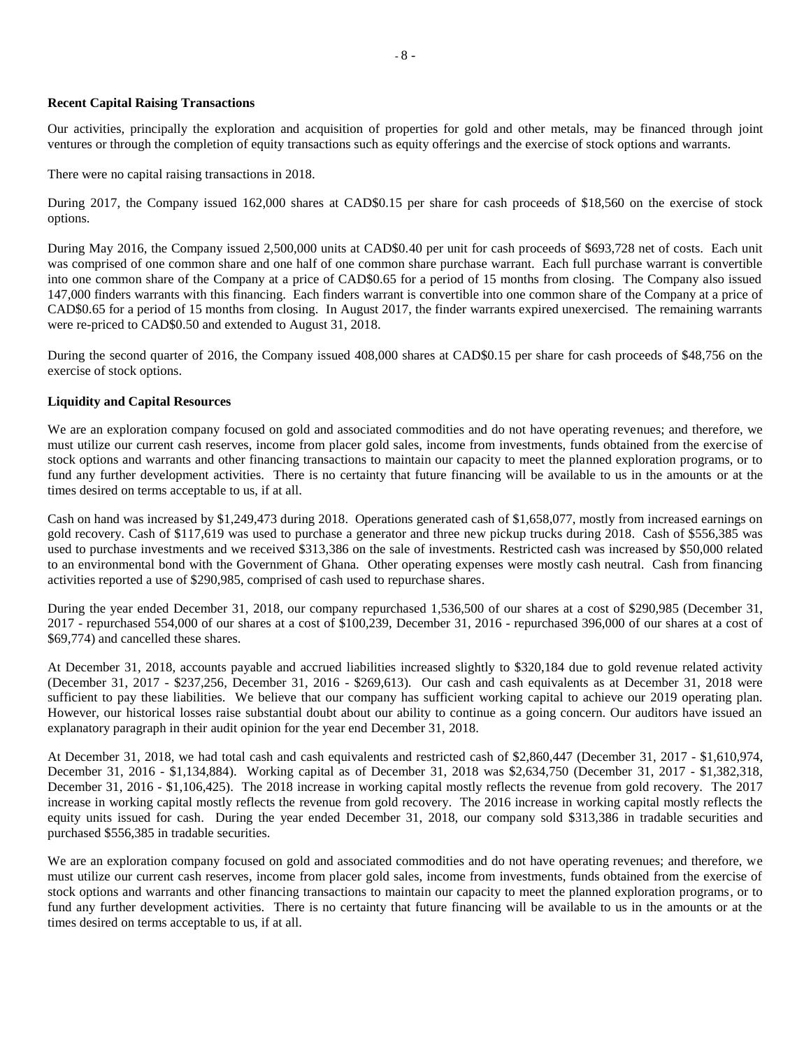**Recent Capital Raising Transactions**

Our activities, principally the exploration and acquisition of properties for gold and other metals, may be financed through joint ventures or through the completion of equity transactions such as equity offerings and the exercise of stock options and warrants.

There were no capital raising transactions in 2018.

During 2017, the Company issued 162,000 shares at CAD$0.15 per share for cash proceeds of $18,560 on the exercise of stock options.

During May 2016, the Company issued 2,500,000 units at CAD$0.40 per unit for cash proceeds of $693,728 net of costs. Each unit was comprised of one common share and one half of one common share purchase warrant. Each full purchase warrant is convertible into one common share of the Company at a price of CAD$0.65 for a period of 15 months from closing. The Company also issued 147,000 finders warrants with this financing. Each finders warrant is convertible into one common share of the Company at a price of CAD$0.65 for a period of 15 months from closing. In August 2017, the finder warrants expired unexercised. The remaining warrants were re-priced to CAD$0.50 and extended to August 31, 2018.

During the second quarter of 2016, the Company issued 408,000 shares at CAD$0.15 per share for cash proceeds of $48,756 on the exercise of stock options.

**Liquidity and Capital Resources**

We are an exploration company focused on gold and associated commodities and do not have operating revenues; and therefore, we must utilize our current cash reserves, income from placer gold sales, income from investments, funds obtained from the exercise of stock options and warrants and other financing transactions to maintain our capacity to meet the planned exploration programs, or to fund any further development activities. There is no certainty that future financing will be available to us in the amounts or at the times desired on terms acceptable to us, if at all.

Cash on hand was increased by $1,249,473 during 2018. Operations generated cash of $1,658,077, mostly from increased earnings on gold recovery. Cash of $117,619 was used to purchase a generator and three new pickup trucks during 2018. Cash of $556,385 was used to purchase investments and we received $313,386 on the sale of investments. Restricted cash was increased by $50,000 related to an environmental bond with the Government of Ghana. Other operating expenses were mostly cash neutral. Cash from financing activities reported a use of $290,985, comprised of cash used to repurchase shares.

During the year ended December 31, 2018, our company repurchased 1,536,500 of our shares at a cost of $290,985 (December 31, 2017 - repurchased 554,000 of our shares at a cost of $100,239, December 31, 2016 - repurchased 396,000 of our shares at a cost of $69,774) and cancelled these shares.

At December 31, 2018, accounts payable and accrued liabilities increased slightly to $320,184 due to gold revenue related activity (December 31, 2017 - $237,256, December 31, 2016 - $269,613). Our cash and cash equivalents as at December 31, 2018 were sufficient to pay these liabilities. We believe that our company has sufficient working capital to achieve our 2019 operating plan. However, our historical losses raise substantial doubt about our ability to continue as a going concern. Our auditors have issued an explanatory paragraph in their audit opinion for the year end December 31, 2018.

At December 31, 2018, we had total cash and cash equivalents and restricted cash of $2,860,447 (December 31, 2017 - $1,610,974, December 31, 2016 - $1,134,884). Working capital as of December 31, 2018 was $2,634,750 (December 31, 2017 - $1,382,318, December 31, 2016 - $1,106,425). The 2018 increase in working capital mostly reflects the revenue from gold recovery. The 2017 increase in working capital mostly reflects the revenue from gold recovery. The 2016 increase in working capital mostly reflects the equity units issued for cash. During the year ended December 31, 2018, our company sold $313,386 in tradable securities and purchased $556,385 in tradable securities.

We are an exploration company focused on gold and associated commodities and do not have operating revenues; and therefore, we must utilize our current cash reserves, income from placer gold sales, income from investments, funds obtained from the exercise of stock options and warrants and other financing transactions to maintain our capacity to meet the planned exploration programs, or to fund any further development activities. There is no certainty that future financing will be available to us in the amounts or at the times desired on terms acceptable to us, if at all.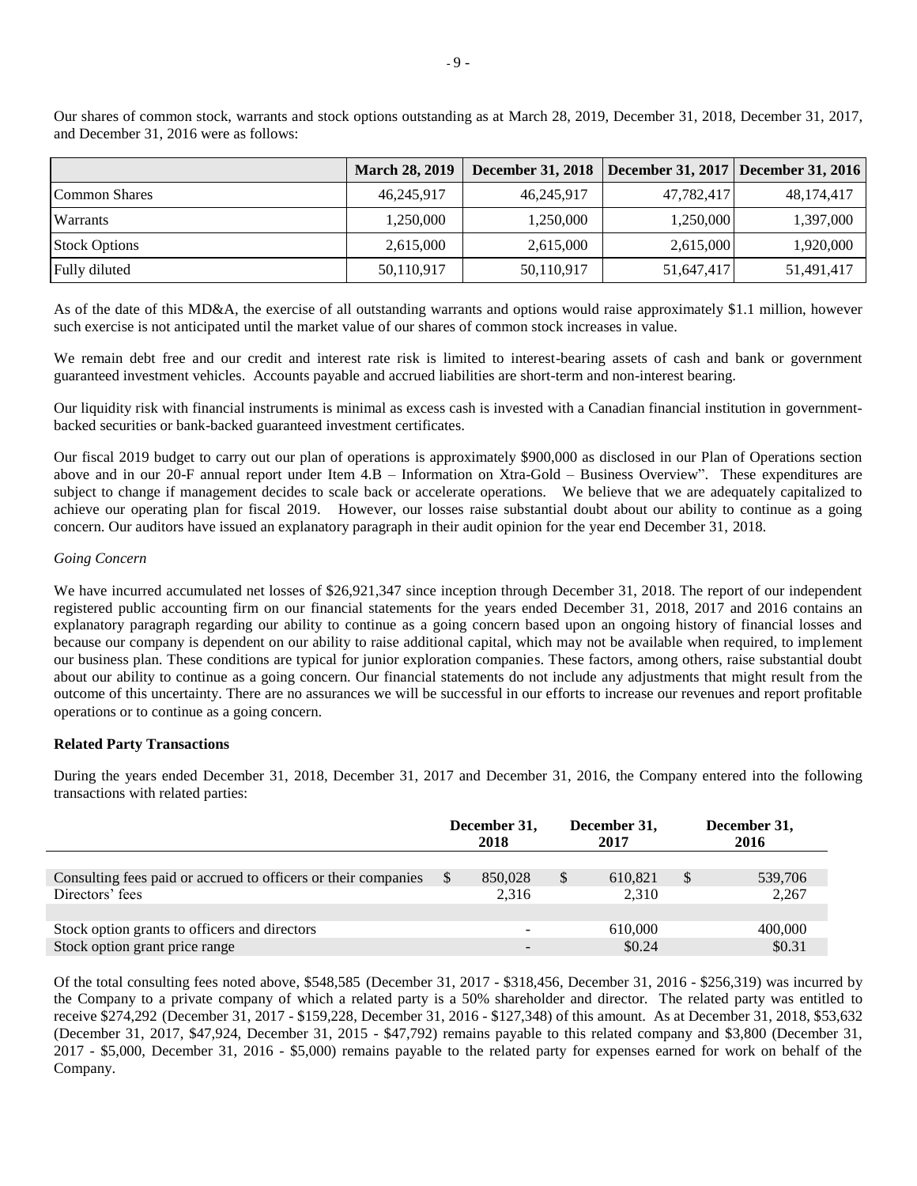Our shares of common stock, warrants and stock options outstanding as at March 28, 2019, December 31, 2018, December 31, 2017, and December 31, 2016 were as follows:

| | March 28, 2019 | December 31, 2018 | December 31, 2017 | December 31, 2016 |
|---|---|---|---|---|
| Common Shares | 46,245,917 | 46,245,917 | 47,782,417 | 48,174,417 |
| Warrants | 1,250,000 | 1,250,000 | 1,250,000 | 1,397,000 |
| Stock Options | 2,615,000 | 2,615,000 | 2,615,000 | 1,920,000 |
| Fully diluted | 50,110,917 | 50,110,917 | 51,647,417 | 51,491,417 |

As of the date of this MD&A, the exercise of all outstanding warrants and options would raise approximately $1.1 million, however such exercise is not anticipated until the market value of our shares of common stock increases in value.

We remain debt free and our credit and interest rate risk is limited to interest-bearing assets of cash and bank or government guaranteed investment vehicles. Accounts payable and accrued liabilities are short-term and non-interest bearing.

Our liquidity risk with financial instruments is minimal as excess cash is invested with a Canadian financial institution in government-backed securities or bank-backed guaranteed investment certificates.

Our fiscal 2019 budget to carry out our plan of operations is approximately $900,000 as disclosed in our Plan of Operations section above and in our 20-F annual report under Item 4.B – Information on Xtra-Gold – Business Overview". These expenditures are subject to change if management decides to scale back or accelerate operations. We believe that we are adequately capitalized to achieve our operating plan for fiscal 2019. However, our losses raise substantial doubt about our ability to continue as a going concern. Our auditors have issued an explanatory paragraph in their audit opinion for the year end December 31, 2018.

*Going Concern*

We have incurred accumulated net losses of $26,921,347 since inception through December 31, 2018. The report of our independent registered public accounting firm on our financial statements for the years ended December 31, 2018, 2017 and 2016 contains an explanatory paragraph regarding our ability to continue as a going concern based upon an ongoing history of financial losses and because our company is dependent on our ability to raise additional capital, which may not be available when required, to implement our business plan. These conditions are typical for junior exploration companies. These factors, among others, raise substantial doubt about our ability to continue as a going concern. Our financial statements do not include any adjustments that might result from the outcome of this uncertainty. There are no assurances we will be successful in our efforts to increase our revenues and report profitable operations or to continue as a going concern.

**Related Party Transactions**

During the years ended December 31, 2018, December 31, 2017 and December 31, 2016, the Company entered into the following transactions with related parties:

| | December 31, 2018 | December 31, 2017 | December 31, 2016 |
|---|---|---|---|
| Consulting fees paid or accrued to officers or their companies | $ 850,028 | $ 610,821 | $ 539,706 |
| Directors' fees | 2,316 | 2,310 | 2,267 |
| | | | |
| Stock option grants to officers and directors | - | 610,000 | 400,000 |
| Stock option grant price range | - | $0.24 | $0.31 |

Of the total consulting fees noted above, $548,585 (December 31, 2017 - $318,456, December 31, 2016 - $256,319) was incurred by the Company to a private company of which a related party is a 50% shareholder and director. The related party was entitled to receive $274,292 (December 31, 2017 - $159,228, December 31, 2016 - $127,348) of this amount. As at December 31, 2018, $53,632 (December 31, 2017, $47,924, December 31, 2015 - $47,792) remains payable to this related company and $3,800 (December 31, 2017 - $5,000, December 31, 2016 - $5,000) remains payable to the related party for expenses earned for work on behalf of the Company.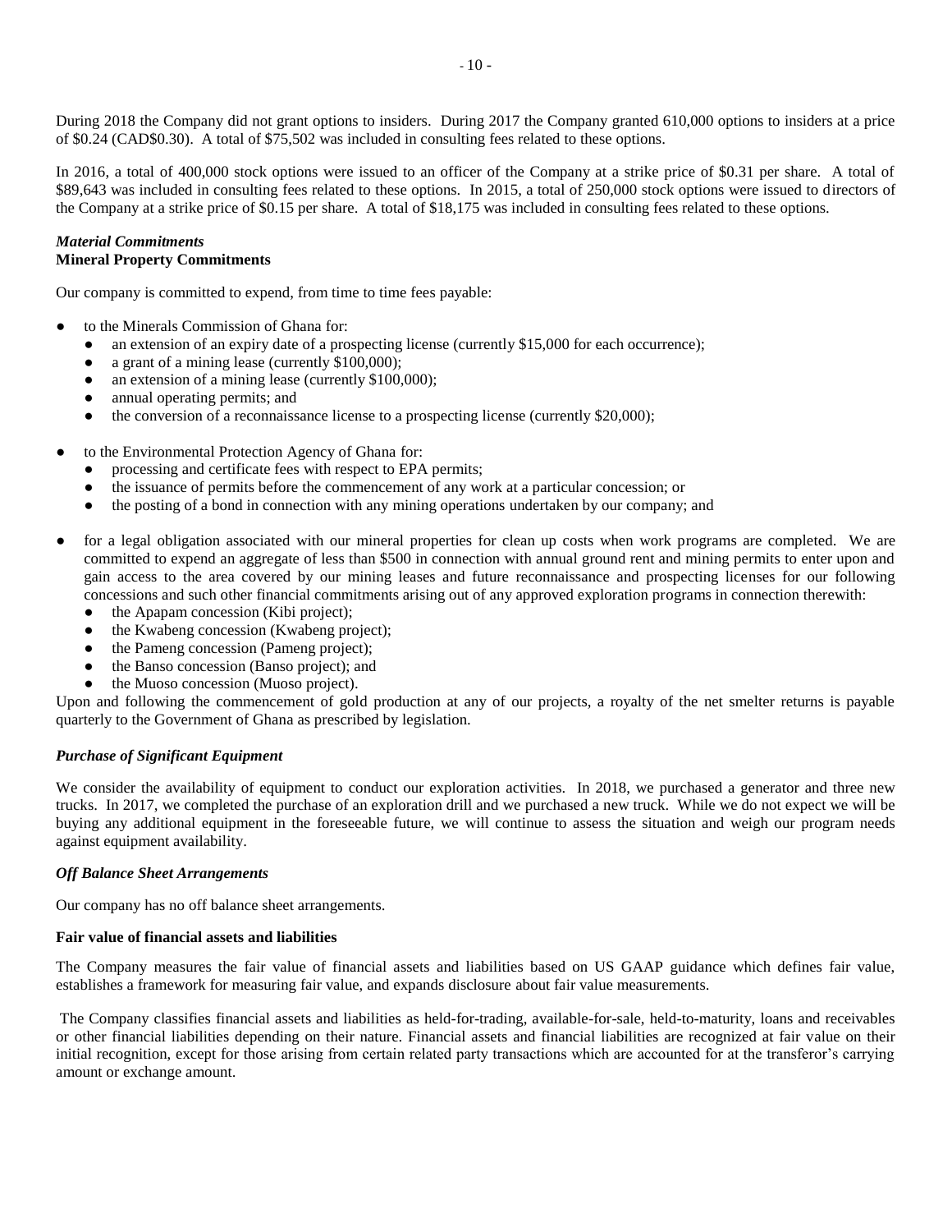During 2018 the Company did not grant options to insiders. During 2017 the Company granted 610,000 options to insiders at a price of $0.24 (CAD$0.30). A total of $75,502 was included in consulting fees related to these options.

In 2016, a total of 400,000 stock options were issued to an officer of the Company at a strike price of $0.31 per share. A total of $89,643 was included in consulting fees related to these options. In 2015, a total of 250,000 stock options were issued to directors of the Company at a strike price of $0.15 per share. A total of $18,175 was included in consulting fees related to these options.

***Material Commitments***

**Mineral Property Commitments**

Our company is committed to expend, from time to time fees payable:

- to the Minerals Commission of Ghana for:
  - an extension of an expiry date of a prospecting license (currently $15,000 for each occurrence);
  - a grant of a mining lease (currently $100,000);
  - an extension of a mining lease (currently $100,000);
  - annual operating permits; and
  - the conversion of a reconnaissance license to a prospecting license (currently $20,000);
- to the Environmental Protection Agency of Ghana for:
  - processing and certificate fees with respect to EPA permits;
  - the issuance of permits before the commencement of any work at a particular concession; or
  - the posting of a bond in connection with any mining operations undertaken by our company; and
- for a legal obligation associated with our mineral properties for clean up costs when work programs are completed. We are committed to expend an aggregate of less than $500 in connection with annual ground rent and mining permits to enter upon and gain access to the area covered by our mining leases and future reconnaissance and prospecting licenses for our following concessions and such other financial commitments arising out of any approved exploration programs in connection therewith:
  - the Apapam concession (Kibi project);
  - the Kwabeng concession (Kwabeng project);
  - the Pameng concession (Pameng project);
  - the Banso concession (Banso project); and
  - the Muoso concession (Muoso project).

Upon and following the commencement of gold production at any of our projects, a royalty of the net smelter returns is payable quarterly to the Government of Ghana as prescribed by legislation.

***Purchase of Significant Equipment***

We consider the availability of equipment to conduct our exploration activities. In 2018, we purchased a generator and three new trucks. In 2017, we completed the purchase of an exploration drill and we purchased a new truck. While we do not expect we will be buying any additional equipment in the foreseeable future, we will continue to assess the situation and weigh our program needs against equipment availability.

***Off Balance Sheet Arrangements***

Our company has no off balance sheet arrangements.

**Fair value of financial assets and liabilities**

The Company measures the fair value of financial assets and liabilities based on US GAAP guidance which defines fair value, establishes a framework for measuring fair value, and expands disclosure about fair value measurements.

The Company classifies financial assets and liabilities as held-for-trading, available-for-sale, held-to-maturity, loans and receivables or other financial liabilities depending on their nature. Financial assets and financial liabilities are recognized at fair value on their initial recognition, except for those arising from certain related party transactions which are accounted for at the transferor's carrying amount or exchange amount.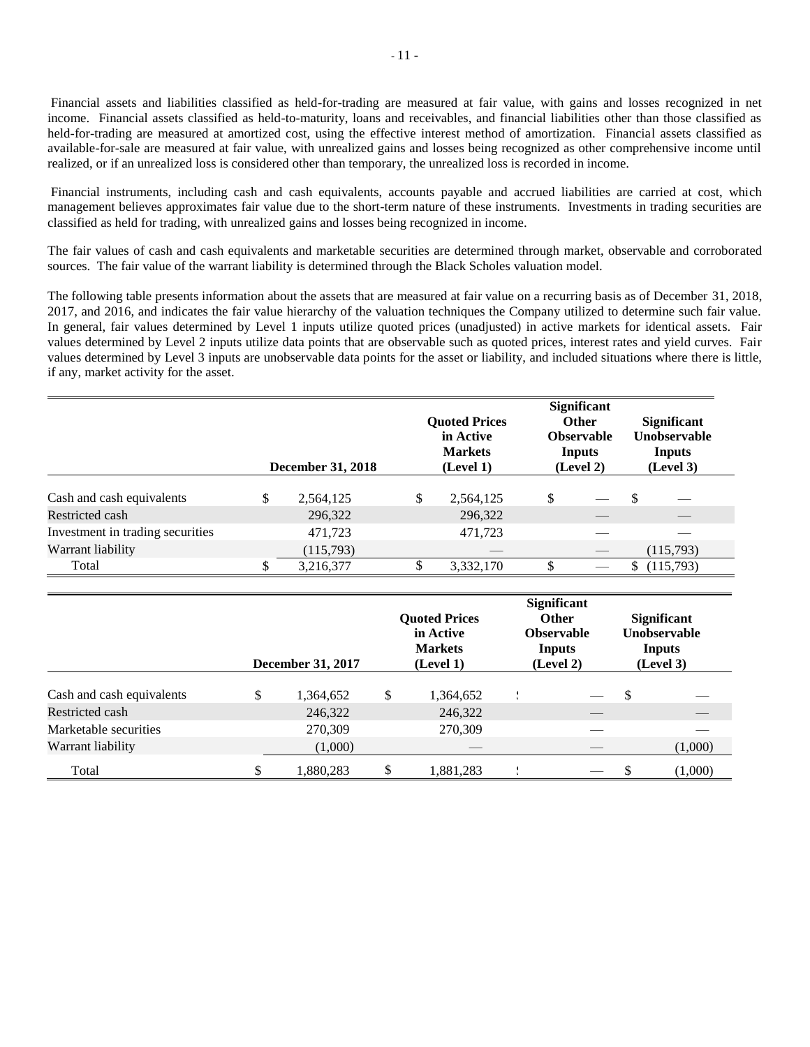Financial assets and liabilities classified as held-for-trading are measured at fair value, with gains and losses recognized in net income. Financial assets classified as held-to-maturity, loans and receivables, and financial liabilities other than those classified as held-for-trading are measured at amortized cost, using the effective interest method of amortization. Financial assets classified as available-for-sale are measured at fair value, with unrealized gains and losses being recognized as other comprehensive income until realized, or if an unrealized loss is considered other than temporary, the unrealized loss is recorded in income.

Financial instruments, including cash and cash equivalents, accounts payable and accrued liabilities are carried at cost, which management believes approximates fair value due to the short-term nature of these instruments. Investments in trading securities are classified as held for trading, with unrealized gains and losses being recognized in income.

The fair values of cash and cash equivalents and marketable securities are determined through market, observable and corroborated sources. The fair value of the warrant liability is determined through the Black Scholes valuation model.

The following table presents information about the assets that are measured at fair value on a recurring basis as of December 31, 2018, 2017, and 2016, and indicates the fair value hierarchy of the valuation techniques the Company utilized to determine such fair value. In general, fair values determined by Level 1 inputs utilize quoted prices (unadjusted) in active markets for identical assets. Fair values determined by Level 2 inputs utilize data points that are observable such as quoted prices, interest rates and yield curves. Fair values determined by Level 3 inputs are unobservable data points for the asset or liability, and included situations where there is little, if any, market activity for the asset.

| | December 31, 2018 | Quoted Prices in Active Markets (Level 1) | Significant Other Observable Inputs (Level 2) | Significant Unobservable Inputs (Level 3) |
|---|---|---|---|---|
| Cash and cash equivalents | $ 2,564,125 | $ 2,564,125 | $ — | $ — |
| Restricted cash | 296,322 | 296,322 | — | — |
| Investment in trading securities | 471,723 | 471,723 | — | — |
| Warrant liability | (115,793) | — | — | (115,793) |
| Total | $ 3,216,377 | $ 3,332,170 | $ — | $ (115,793) |

| | December 31, 2017 | Quoted Prices in Active Markets (Level 1) | Significant Other Observable Inputs (Level 2) | Significant Unobservable Inputs (Level 3) |
|---|---|---|---|---|
| Cash and cash equivalents | $ 1,364,652 | $ 1,364,652 | $ — | $ — |
| Restricted cash | 246,322 | 246,322 | — | — |
| Marketable securities | 270,309 | 270,309 | — | — |
| Warrant liability | (1,000) | — | — | (1,000) |
| Total | $ 1,880,283 | $ 1,881,283 | $ — | $ (1,000) |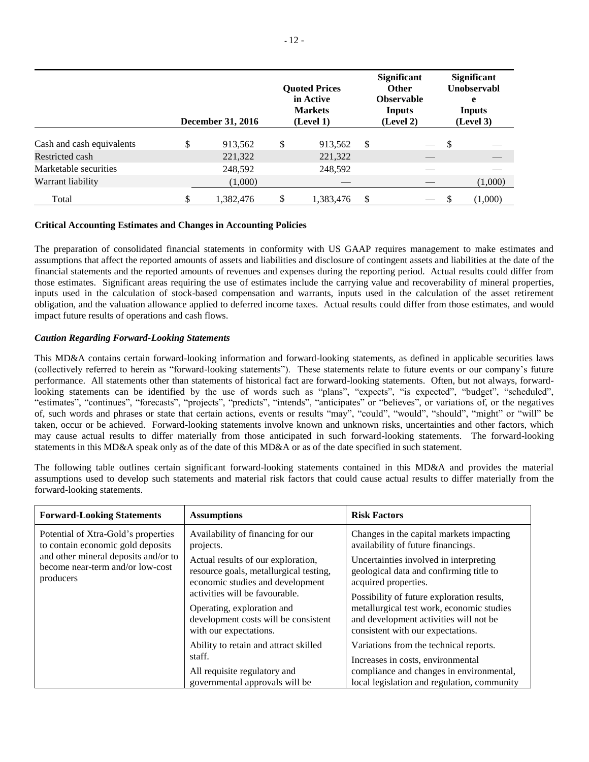| | December 31, 2016 | Quoted Prices in Active Markets (Level 1) | Significant Other Observable Inputs (Level 2) | Significant Unobservable Inputs (Level 3) |
|---|---|---|---|---|
| Cash and cash equivalents | $ 913,562 | $ 913,562 | $ — | $ — |
| Restricted cash | 221,322 | 221,322 | — | — |
| Marketable securities | 248,592 | 248,592 | — | — |
| Warrant liability | (1,000) | — | — | (1,000) |
| Total | $ 1,382,476 | $ 1,383,476 | $ — | $ (1,000) |

**Critical Accounting Estimates and Changes in Accounting Policies**

The preparation of consolidated financial statements in conformity with US GAAP requires management to make estimates and assumptions that affect the reported amounts of assets and liabilities and disclosure of contingent assets and liabilities at the date of the financial statements and the reported amounts of revenues and expenses during the reporting period. Actual results could differ from those estimates. Significant areas requiring the use of estimates include the carrying value and recoverability of mineral properties, inputs used in the calculation of stock-based compensation and warrants, inputs used in the calculation of the asset retirement obligation, and the valuation allowance applied to deferred income taxes. Actual results could differ from those estimates, and would impact future results of operations and cash flows.

***Caution Regarding Forward-Looking Statements***

This MD&A contains certain forward-looking information and forward-looking statements, as defined in applicable securities laws (collectively referred to herein as "forward-looking statements"). These statements relate to future events or our company's future performance. All statements other than statements of historical fact are forward-looking statements. Often, but not always, forward-looking statements can be identified by the use of words such as "plans", "expects", "is expected", "budget", "scheduled", "estimates", "continues", "forecasts", "projects", "predicts", "intends", "anticipates" or "believes", or variations of, or the negatives of, such words and phrases or state that certain actions, events or results "may", "could", "would", "should", "might" or "will" be taken, occur or be achieved. Forward-looking statements involve known and unknown risks, uncertainties and other factors, which may cause actual results to differ materially from those anticipated in such forward-looking statements. The forward-looking statements in this MD&A speak only as of the date of this MD&A or as of the date specified in such statement.

The following table outlines certain significant forward-looking statements contained in this MD&A and provides the material assumptions used to develop such statements and material risk factors that could cause actual results to differ materially from the forward-looking statements.

| Forward-Looking Statements | Assumptions | Risk Factors |
|---|---|---|
| Potential of Xtra-Gold's properties to contain economic gold deposits and other mineral deposits and/or to become near-term and/or low-cost producers | Availability of financing for our projects.<br><br>Actual results of our exploration, resource goals, metallurgical testing, economic studies and development activities will be favourable.<br><br>Operating, exploration and development costs will be consistent with our expectations.<br><br>Ability to retain and attract skilled staff.<br><br>All requisite regulatory and governmental approvals will be | Changes in the capital markets impacting availability of future financings.<br><br>Uncertainties involved in interpreting geological data and confirming title to acquired properties.<br><br>Possibility of future exploration results, metallurgical test work, economic studies and development activities will not be consistent with our expectations.<br><br>Variations from the technical reports.<br><br>Increases in costs, environmental compliance and changes in environmental, local legislation and regulation, community |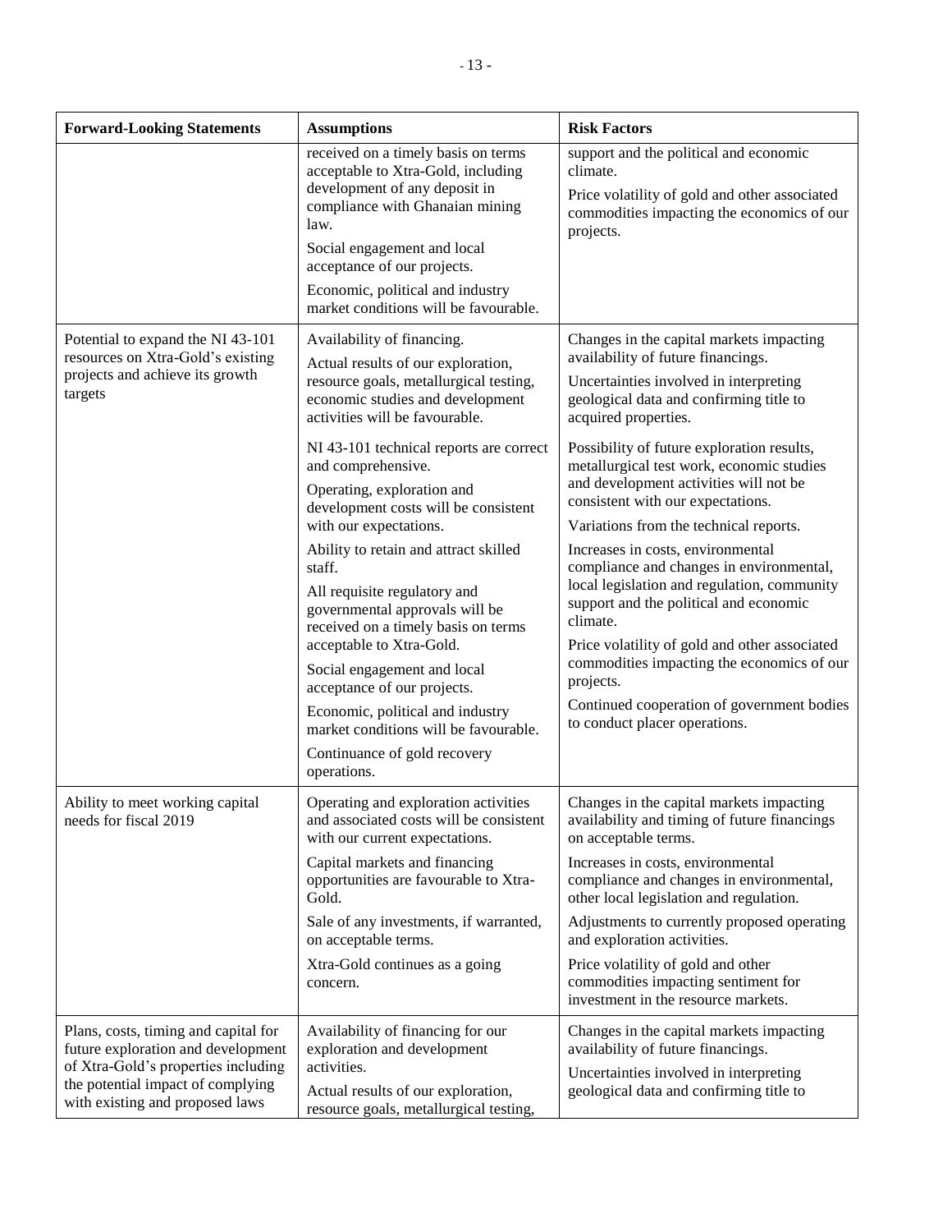| Forward-Looking Statements | Assumptions | Risk Factors |
|---|---|---|
| | received on a timely basis on terms acceptable to Xtra-Gold, including development of any deposit in compliance with Ghanaian mining law.<br>Social engagement and local acceptance of our projects.<br>Economic, political and industry market conditions will be favourable. | support and the political and economic climate.<br>Price volatility of gold and other associated commodities impacting the economics of our projects. |
| Potential to expand the NI 43-101 resources on Xtra-Gold's existing projects and achieve its growth targets | Availability of financing.<br>Actual results of our exploration, resource goals, metallurgical testing, economic studies and development activities will be favourable.<br>NI 43-101 technical reports are correct and comprehensive.<br>Operating, exploration and development costs will be consistent with our expectations.<br>Ability to retain and attract skilled staff.<br>All requisite regulatory and governmental approvals will be received on a timely basis on terms acceptable to Xtra-Gold.<br>Social engagement and local acceptance of our projects.<br>Economic, political and industry market conditions will be favourable.<br>Continuance of gold recovery operations. | Changes in the capital markets impacting availability of future financings.<br>Uncertainties involved in interpreting geological data and confirming title to acquired properties.<br>Possibility of future exploration results, metallurgical test work, economic studies and development activities will not be consistent with our expectations.<br>Variations from the technical reports.<br>Increases in costs, environmental compliance and changes in environmental, local legislation and regulation, community support and the political and economic climate.<br>Price volatility of gold and other associated commodities impacting the economics of our projects.<br>Continued cooperation of government bodies to conduct placer operations. |
| Ability to meet working capital needs for fiscal 2019 | Operating and exploration activities and associated costs will be consistent with our current expectations.<br>Capital markets and financing opportunities are favourable to Xtra-Gold.<br>Sale of any investments, if warranted, on acceptable terms.<br>Xtra-Gold continues as a going concern. | Changes in the capital markets impacting availability and timing of future financings on acceptable terms.<br>Increases in costs, environmental compliance and changes in environmental, other local legislation and regulation.<br>Adjustments to currently proposed operating and exploration activities.<br>Price volatility of gold and other commodities impacting sentiment for investment in the resource markets. |
| Plans, costs, timing and capital for future exploration and development of Xtra-Gold's properties including the potential impact of complying with existing and proposed laws | Availability of financing for our exploration and development activities.<br>Actual results of our exploration, resource goals, metallurgical testing, | Changes in the capital markets impacting availability of future financings.<br>Uncertainties involved in interpreting geological data and confirming title to |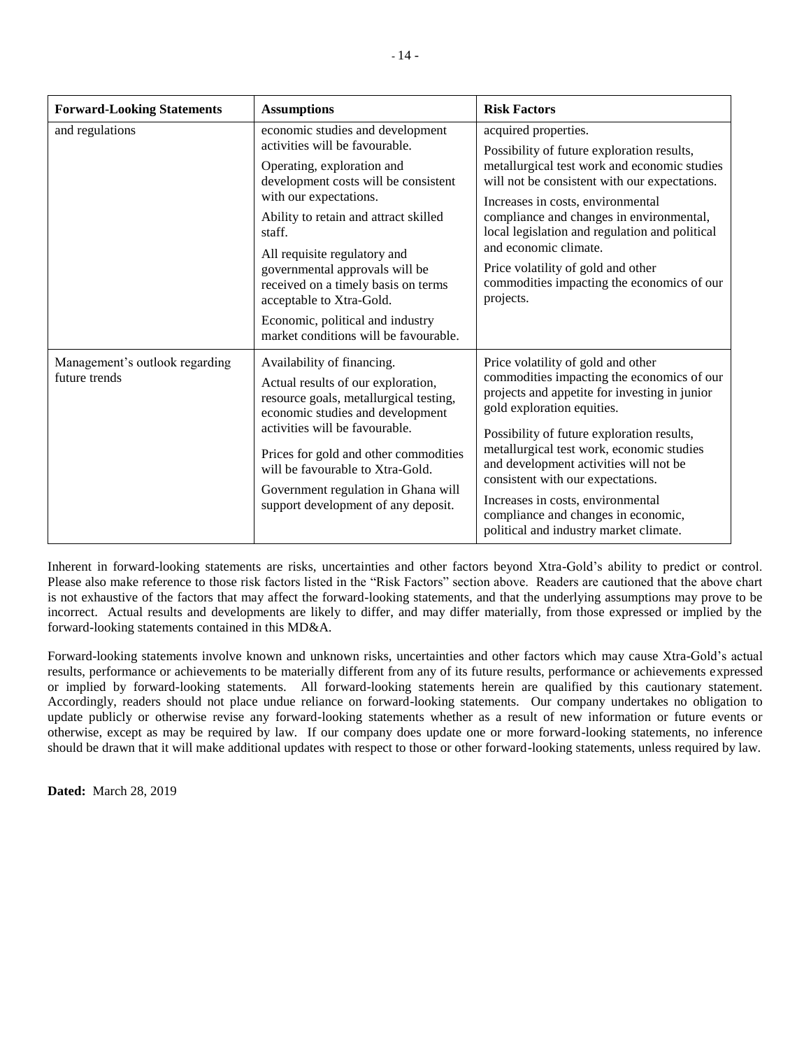| Forward-Looking Statements | Assumptions | Risk Factors |
|---|---|---|
| and regulations | economic studies and development activities will be favourable. Operating, exploration and development costs will be consistent with our expectations. Ability to retain and attract skilled staff. All requisite regulatory and governmental approvals will be received on a timely basis on terms acceptable to Xtra-Gold. Economic, political and industry market conditions will be favourable. | acquired properties. Possibility of future exploration results, metallurgical test work and economic studies will not be consistent with our expectations. Increases in costs, environmental compliance and changes in environmental, local legislation and regulation and political and economic climate. Price volatility of gold and other commodities impacting the economics of our projects. |
| Management's outlook regarding future trends | Availability of financing. Actual results of our exploration, resource goals, metallurgical testing, economic studies and development activities will be favourable. Prices for gold and other commodities will be favourable to Xtra-Gold. Government regulation in Ghana will support development of any deposit. | Price volatility of gold and other commodities impacting the economics of our projects and appetite for investing in junior gold exploration equities. Possibility of future exploration results, metallurgical test work, economic studies and development activities will not be consistent with our expectations. Increases in costs, environmental compliance and changes in economic, political and industry market climate. |

Inherent in forward-looking statements are risks, uncertainties and other factors beyond Xtra-Gold's ability to predict or control. Please also make reference to those risk factors listed in the "Risk Factors" section above. Readers are cautioned that the above chart is not exhaustive of the factors that may affect the forward-looking statements, and that the underlying assumptions may prove to be incorrect. Actual results and developments are likely to differ, and may differ materially, from those expressed or implied by the forward-looking statements contained in this MD&A.

Forward-looking statements involve known and unknown risks, uncertainties and other factors which may cause Xtra-Gold's actual results, performance or achievements to be materially different from any of its future results, performance or achievements expressed or implied by forward-looking statements. All forward-looking statements herein are qualified by this cautionary statement. Accordingly, readers should not place undue reliance on forward-looking statements. Our company undertakes no obligation to update publicly or otherwise revise any forward-looking statements whether as a result of new information or future events or otherwise, except as may be required by law. If our company does update one or more forward-looking statements, no inference should be drawn that it will make additional updates with respect to those or other forward-looking statements, unless required by law.

**Dated:** March 28, 2019